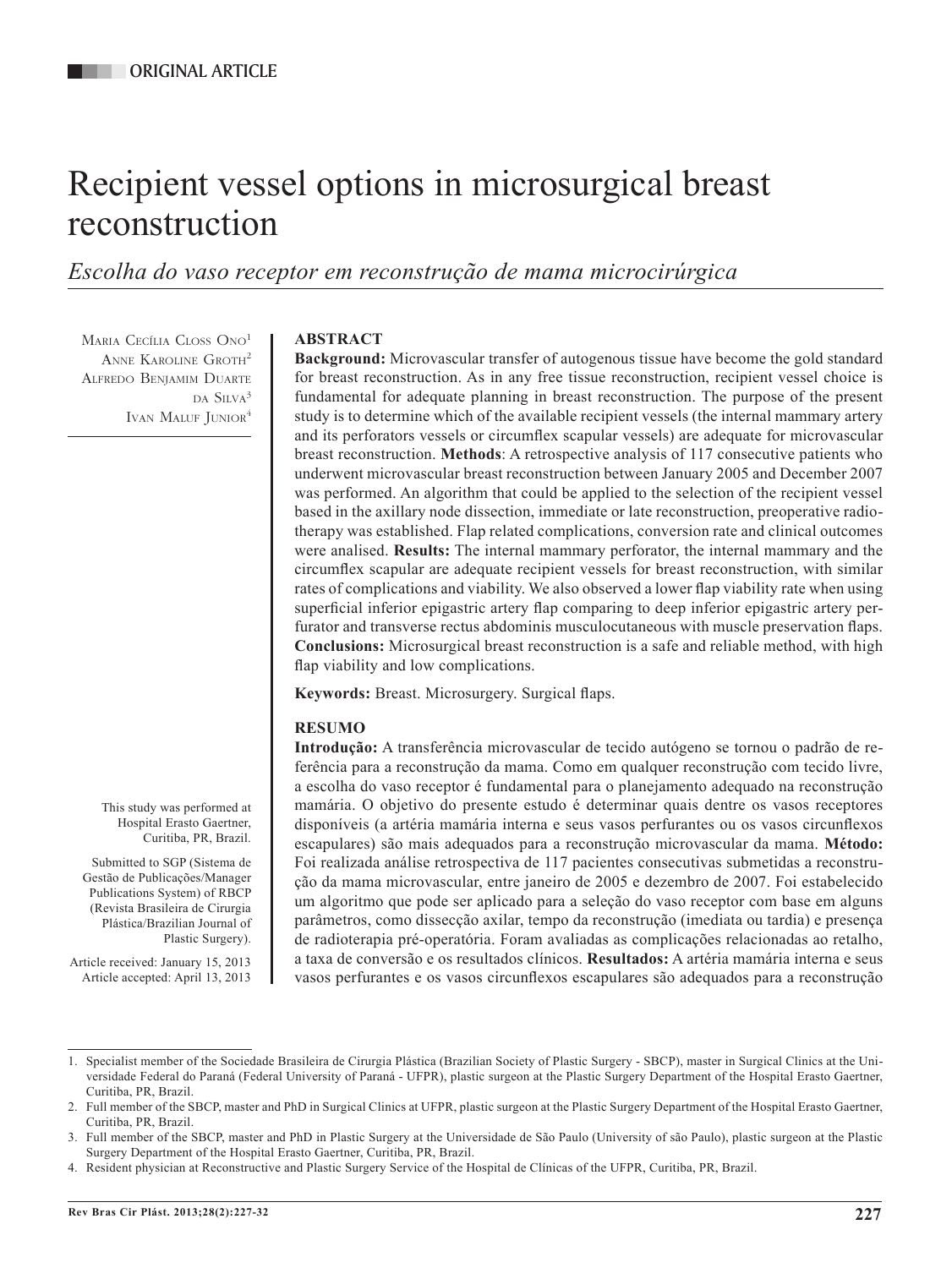ORIGINAL ARTICLE

# Recipient vessel options in microsurgical breast reconstruction

*Escolha do vaso receptor em reconstrução de mama microcirúrgica*

Maria Cecília Closs Ono[1]
Anne Karoline Groth[2]
Alfredo Benjamim Duarte da Silva[3]
Ivan Maluf Junior[4]

This study was performed at Hospital Erasto Gaertner, Curitiba, PR, Brazil.

Submitted to SGP (Sistema de Gestão de Publicações/Manager Publications System) of RBCP (Revista Brasileira de Cirurgia Plástica/Brazilian Journal of Plastic Surgery).

Article received: January 15, 2013
Article accepted: April 13, 2013

## ABSTRACT

**Background:** Microvascular transfer of autogenous tissue have become the gold standard for breast reconstruction. As in any free tissue reconstruction, recipient vessel choice is fundamental for adequate planning in breast reconstruction. The purpose of the present study is to determine which of the available recipient vessels (the internal mammary artery and its perforators vessels or circumflex scapular vessels) are adequate for microvascular breast reconstruction. **Methods**: A retrospective analysis of 117 consecutive patients who underwent microvascular breast reconstruction between January 2005 and December 2007 was performed. An algorithm that could be applied to the selection of the recipient vessel based in the axillary node dissection, immediate or late reconstruction, preoperative radiotherapy was established. Flap related complications, conversion rate and clinical outcomes were analised. **Results:** The internal mammary perforator, the internal mammary and the circumflex scapular are adequate recipient vessels for breast reconstruction, with similar rates of complications and viability. We also observed a lower flap viability rate when using superficial inferior epigastric artery flap comparing to deep inferior epigastric artery perforator and transverse rectus abdominis musculocutaneous with muscle preservation flaps. **Conclusions:** Microsurgical breast reconstruction is a safe and reliable method, with high flap viability and low complications.

**Keywords:** Breast. Microsurgery. Surgical flaps.

## RESUMO

**Introdução:** A transferência microvascular de tecido autógeno se tornou o padrão de referência para a reconstrução da mama. Como em qualquer reconstrução com tecido livre, a escolha do vaso receptor é fundamental para o planejamento adequado na reconstrução mamária. O objetivo do presente estudo é determinar quais dentre os vasos receptores disponíveis (a artéria mamária interna e seus vasos perfurantes ou os vasos circunflexos escapulares) são mais adequados para a reconstrução microvascular da mama. **Método:** Foi realizada análise retrospectiva de 117 pacientes consecutivas submetidas a reconstrução da mama microvascular, entre janeiro de 2005 e dezembro de 2007. Foi estabelecido um algoritmo que pode ser aplicado para a seleção do vaso receptor com base em alguns parâmetros, como dissecção axilar, tempo da reconstrução (imediata ou tardia) e presença de radioterapia pré-operatória. Foram avaliadas as complicações relacionadas ao retalho, a taxa de conversão e os resultados clínicos. **Resultados:** A artéria mamária interna e seus vasos perfurantes e os vasos circunflexos escapulares são adequados para a reconstrução

---

1. Specialist member of the Sociedade Brasileira de Cirurgia Plástica (Brazilian Society of Plastic Surgery - SBCP), master in Surgical Clinics at the Universidade Federal do Paraná (Federal University of Paraná - UFPR), plastic surgeon at the Plastic Surgery Department of the Hospital Erasto Gaertner, Curitiba, PR, Brazil.
2. Full member of the SBCP, master and PhD in Surgical Clinics at UFPR, plastic surgeon at the Plastic Surgery Department of the Hospital Erasto Gaertner, Curitiba, PR, Brazil.
3. Full member of the SBCP, master and PhD in Plastic Surgery at the Universidade de São Paulo (University of são Paulo), plastic surgeon at the Plastic Surgery Department of the Hospital Erasto Gaertner, Curitiba, PR, Brazil.
4. Resident physician at Reconstructive and Plastic Surgery Service of the Hospital de Clínicas of the UFPR, Curitiba, PR, Brazil.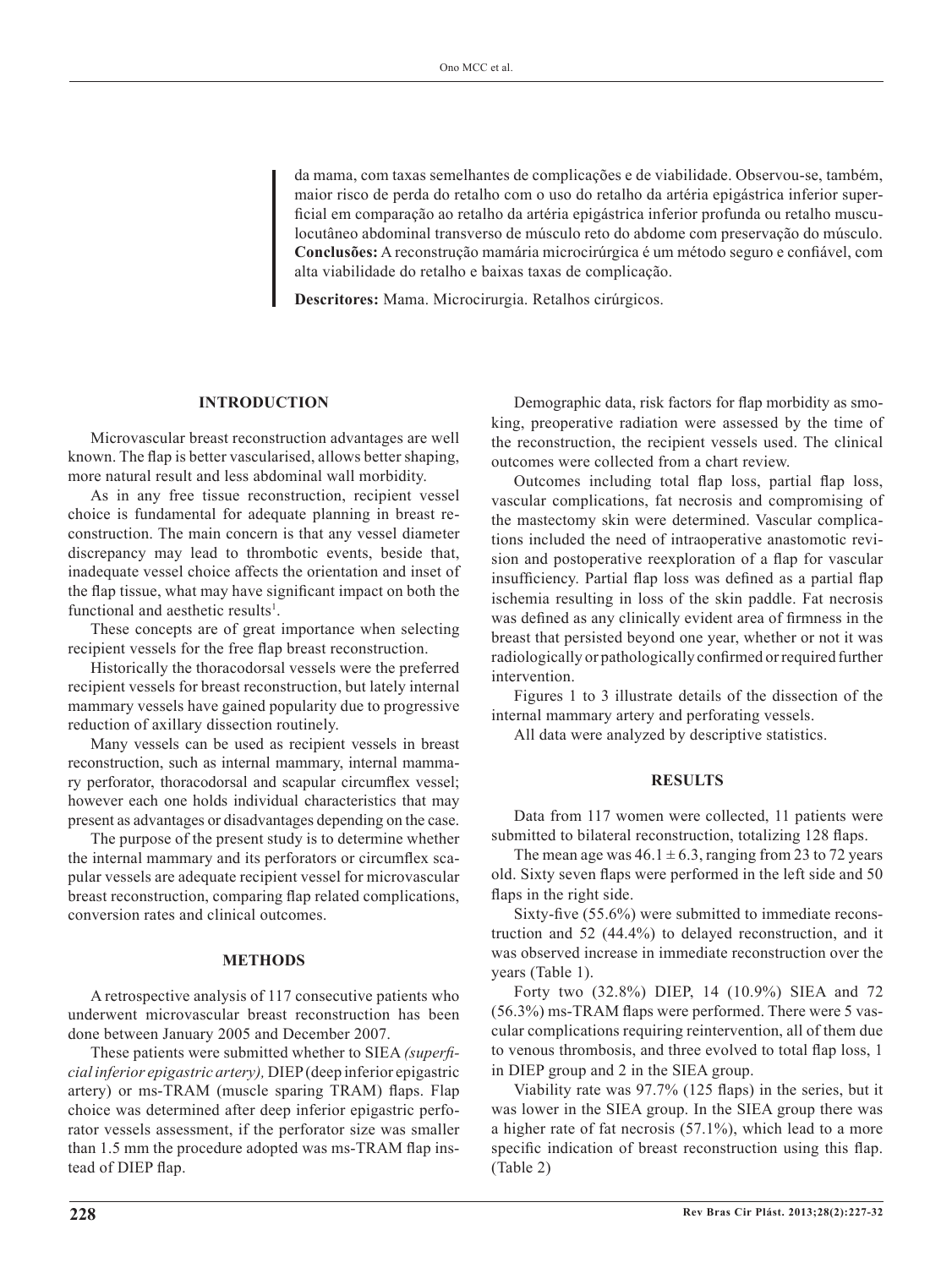da mama, com taxas semelhantes de complicações e de viabilidade. Observou-se, também, maior risco de perda do retalho com o uso do retalho da artéria epigástrica inferior superficial em comparação ao retalho da artéria epigástrica inferior profunda ou retalho musculocutâneo abdominal transverso de músculo reto do abdome com preservação do músculo. **Conclusões:** A reconstrução mamária microcirúrgica é um método seguro e confiável, com alta viabilidade do retalho e baixas taxas de complicação.

**Descritores:** Mama. Microcirurgia. Retalhos cirúrgicos.

## INTRODUCTION

Microvascular breast reconstruction advantages are well known. The flap is better vascularised, allows better shaping, more natural result and less abdominal wall morbidity.

As in any free tissue reconstruction, recipient vessel choice is fundamental for adequate planning in breast reconstruction. The main concern is that any vessel diameter discrepancy may lead to thrombotic events, beside that, inadequate vessel choice affects the orientation and inset of the flap tissue, what may have significant impact on both the functional and aesthetic results[1].

These concepts are of great importance when selecting recipient vessels for the free flap breast reconstruction.

Historically the thoracodorsal vessels were the preferred recipient vessels for breast reconstruction, but lately internal mammary vessels have gained popularity due to progressive reduction of axillary dissection routinely.

Many vessels can be used as recipient vessels in breast reconstruction, such as internal mammary, internal mammary perforator, thoracodorsal and scapular circumflex vessel; however each one holds individual characteristics that may present as advantages or disadvantages depending on the case.

The purpose of the present study is to determine whether the internal mammary and its perforators or circumflex scapular vessels are adequate recipient vessel for microvascular breast reconstruction, comparing flap related complications, conversion rates and clinical outcomes.

## METHODS

A retrospective analysis of 117 consecutive patients who underwent microvascular breast reconstruction has been done between January 2005 and December 2007.

These patients were submitted whether to SIEA *(superficial inferior epigastric artery),* DIEP (deep inferior epigastric artery) or ms-TRAM (muscle sparing TRAM) flaps. Flap choice was determined after deep inferior epigastric perforator vessels assessment, if the perforator size was smaller than 1.5 mm the procedure adopted was ms-TRAM flap instead of DIEP flap.

Demographic data, risk factors for flap morbidity as smoking, preoperative radiation were assessed by the time of the reconstruction, the recipient vessels used. The clinical outcomes were collected from a chart review.

Outcomes including total flap loss, partial flap loss, vascular complications, fat necrosis and compromising of the mastectomy skin were determined. Vascular complications included the need of intraoperative anastomotic revision and postoperative reexploration of a flap for vascular insufficiency. Partial flap loss was defined as a partial flap ischemia resulting in loss of the skin paddle. Fat necrosis was defined as any clinically evident area of firmness in the breast that persisted beyond one year, whether or not it was radiologically or pathologically confirmed or required further intervention.

Figures 1 to 3 illustrate details of the dissection of the internal mammary artery and perforating vessels.

All data were analyzed by descriptive statistics.

## RESULTS

Data from 117 women were collected, 11 patients were submitted to bilateral reconstruction, totalizing 128 flaps.

The mean age was $46.1 \pm 6.3$, ranging from 23 to 72 years old. Sixty seven flaps were performed in the left side and 50 flaps in the right side.

Sixty-five (55.6%) were submitted to immediate reconstruction and 52 (44.4%) to delayed reconstruction, and it was observed increase in immediate reconstruction over the years (Table 1).

Forty two (32.8%) DIEP, 14 (10.9%) SIEA and 72 (56.3%) ms-TRAM flaps were performed. There were 5 vascular complications requiring reintervention, all of them due to venous thrombosis, and three evolved to total flap loss, 1 in DIEP group and 2 in the SIEA group.

Viability rate was 97.7% (125 flaps) in the series, but it was lower in the SIEA group. In the SIEA group there was a higher rate of fat necrosis (57.1%), which lead to a more specific indication of breast reconstruction using this flap. (Table 2)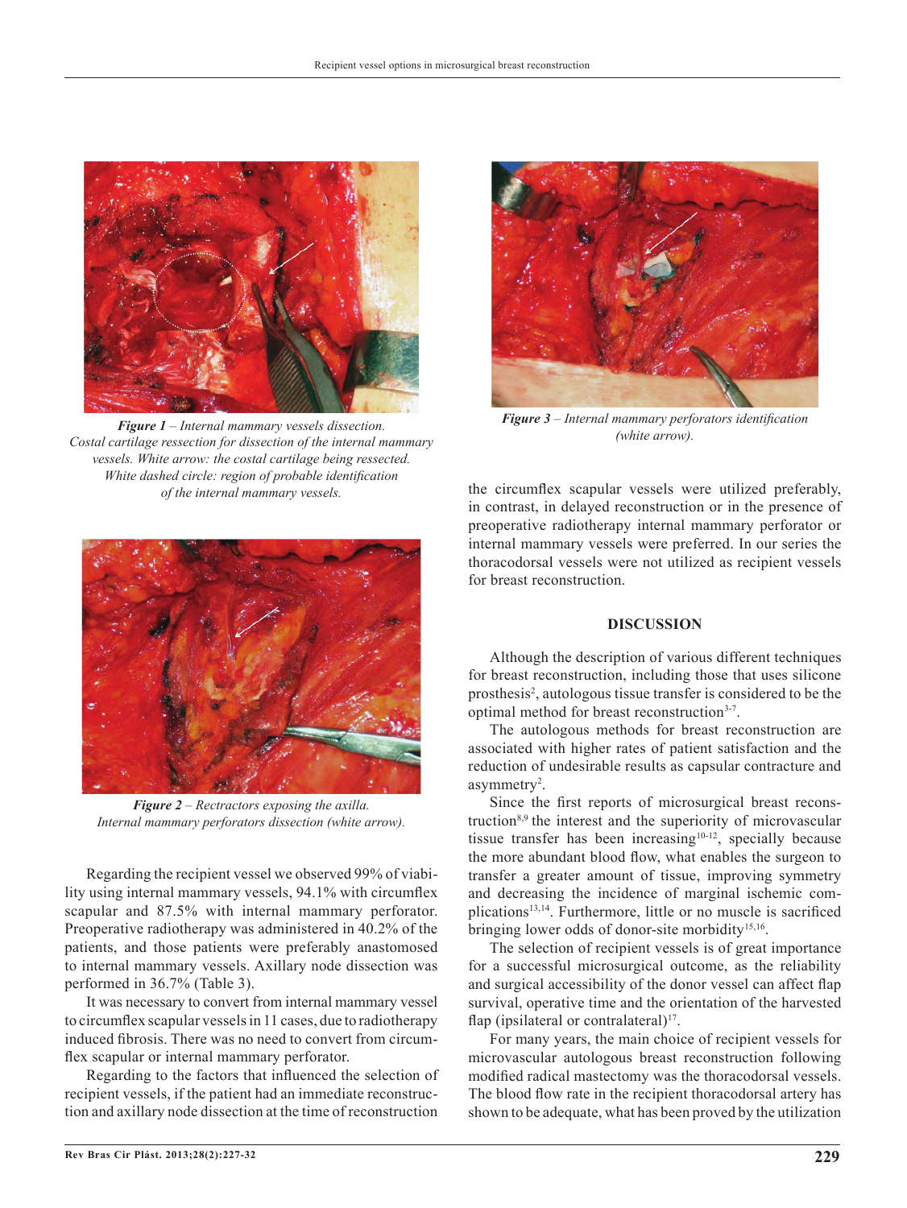*Figure 1* – *Internal mammary vessels dissection. Costal cartilage ressection for dissection of the internal mammary vessels. White arrow: the costal cartilage being ressected. White dashed circle: region of probable identification of the internal mammary vessels.*

*Figure 2* – *Rectractors exposing the axilla. Internal mammary perforators dissection (white arrow).*

*Figure 3* – *Internal mammary perforators identification (white arrow).*

Regarding the recipient vessel we observed 99% of viability using internal mammary vessels, 94.1% with circumflex scapular and 87.5% with internal mammary perforator. Preoperative radiotherapy was administered in 40.2% of the patients, and those patients were preferably anastomosed to internal mammary vessels. Axillary node dissection was performed in 36.7% (Table 3).

It was necessary to convert from internal mammary vessel to circumflex scapular vessels in 11 cases, due to radiotherapy induced fibrosis. There was no need to convert from circumflex scapular or internal mammary perforator.

Regarding to the factors that influenced the selection of recipient vessels, if the patient had an immediate reconstruction and axillary node dissection at the time of reconstruction the circumflex scapular vessels were utilized preferably, in contrast, in delayed reconstruction or in the presence of preoperative radiotherapy internal mammary perforator or internal mammary vessels were preferred. In our series the thoracodorsal vessels were not utilized as recipient vessels for breast reconstruction.

## DISCUSSION

Although the description of various different techniques for breast reconstruction, including those that uses silicone prosthesis[2], autologous tissue transfer is considered to be the optimal method for breast reconstruction[3-7].

The autologous methods for breast reconstruction are associated with higher rates of patient satisfaction and the reduction of undesirable results as capsular contracture and asymmetry[2].

Since the first reports of microsurgical breast reconstruction[8,9] the interest and the superiority of microvascular tissue transfer has been increasing[10-12], specially because the more abundant blood flow, what enables the surgeon to transfer a greater amount of tissue, improving symmetry and decreasing the incidence of marginal ischemic complications[13,14]. Furthermore, little or no muscle is sacrificed bringing lower odds of donor-site morbidity[15,16].

The selection of recipient vessels is of great importance for a successful microsurgical outcome, as the reliability and surgical accessibility of the donor vessel can affect flap survival, operative time and the orientation of the harvested flap (ipsilateral or contralateral)[17].

For many years, the main choice of recipient vessels for microvascular autologous breast reconstruction following modified radical mastectomy was the thoracodorsal vessels. The blood flow rate in the recipient thoracodorsal artery has shown to be adequate, what has been proved by the utilization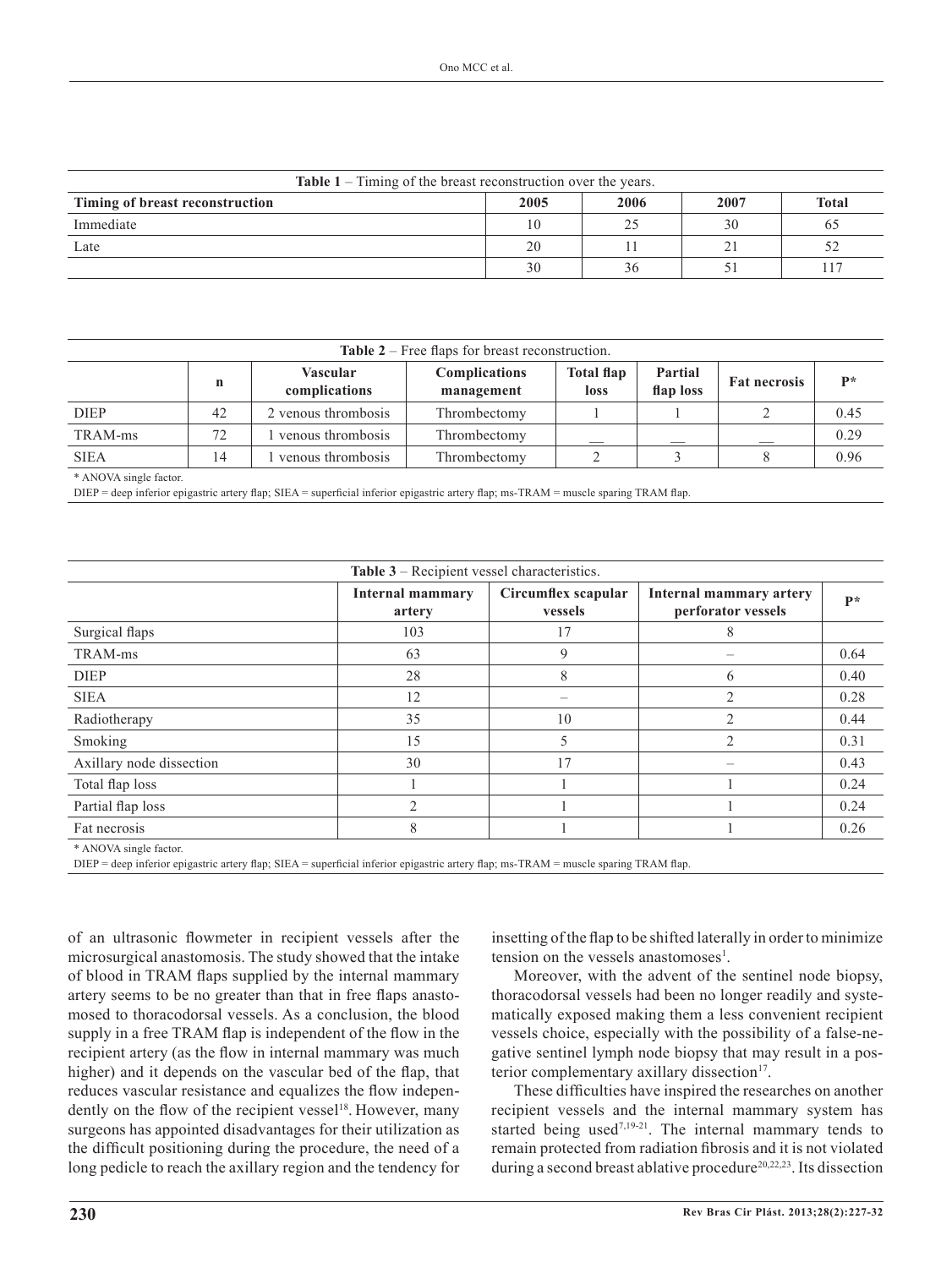**Table 1** – Timing of the breast reconstruction over the years.

| Timing of breast reconstruction | 2005 | 2006 | 2007 | Total |
|---|---|---|---|---|
| Immediate | 10 | 25 | 30 | 65 |
| Late | 20 | 11 | 21 | 52 |
| | 30 | 36 | 51 | 117 |

**Table 2** – Free flaps for breast reconstruction.

| | n | Vascular complications | Complications management | Total flap loss | Partial flap loss | Fat necrosis | P* |
|---|---|---|---|---|---|---|---|
| DIEP | 42 | 2 venous thrombosis | Thrombectomy | 1 | 1 | 2 | 0.45 |
| TRAM-ms | 72 | 1 venous thrombosis | Thrombectomy | __ | __ | __ | 0.29 |
| SIEA | 14 | 1 venous thrombosis | Thrombectomy | 2 | 3 | 8 | 0.96 |

\* ANOVA single factor.

DIEP = deep inferior epigastric artery flap; SIEA = superficial inferior epigastric artery flap; ms-TRAM = muscle sparing TRAM flap.

**Table 3** – Recipient vessel characteristics.

| | Internal mammary artery | Circumflex scapular vessels | Internal mammary artery perforator vessels | P* |
|---|---|---|---|---|
| Surgical flaps | 103 | 17 | 8 | |
| TRAM-ms | 63 | 9 | – | 0.64 |
| DIEP | 28 | 8 | 6 | 0.40 |
| SIEA | 12 | – | 2 | 0.28 |
| Radiotherapy | 35 | 10 | 2 | 0.44 |
| Smoking | 15 | 5 | 2 | 0.31 |
| Axillary node dissection | 30 | 17 | – | 0.43 |
| Total flap loss | 1 | 1 | 1 | 0.24 |
| Partial flap loss | 2 | 1 | 1 | 0.24 |
| Fat necrosis | 8 | 1 | 1 | 0.26 |

\* ANOVA single factor.

DIEP = deep inferior epigastric artery flap; SIEA = superficial inferior epigastric artery flap; ms-TRAM = muscle sparing TRAM flap.

of an ultrasonic flowmeter in recipient vessels after the microsurgical anastomosis. The study showed that the intake of blood in TRAM flaps supplied by the internal mammary artery seems to be no greater than that in free flaps anastomosed to thoracodorsal vessels. As a conclusion, the blood supply in a free TRAM flap is independent of the flow in the recipient artery (as the flow in internal mammary was much higher) and it depends on the vascular bed of the flap, that reduces vascular resistance and equalizes the flow independently on the flow of the recipient vessel[18]. However, many surgeons has appointed disadvantages for their utilization as the difficult positioning during the procedure, the need of a long pedicle to reach the axillary region and the tendency for insetting of the flap to be shifted laterally in order to minimize tension on the vessels anastomoses[1].

Moreover, with the advent of the sentinel node biopsy, thoracodorsal vessels had been no longer readily and systematically exposed making them a less convenient recipient vessels choice, especially with the possibility of a false-negative sentinel lymph node biopsy that may result in a posterior complementary axillary dissection[17].

These difficulties have inspired the researches on another recipient vessels and the internal mammary system has started being used[7,19-21]. The internal mammary tends to remain protected from radiation fibrosis and it is not violated during a second breast ablative procedure[20,22,23]. Its dissection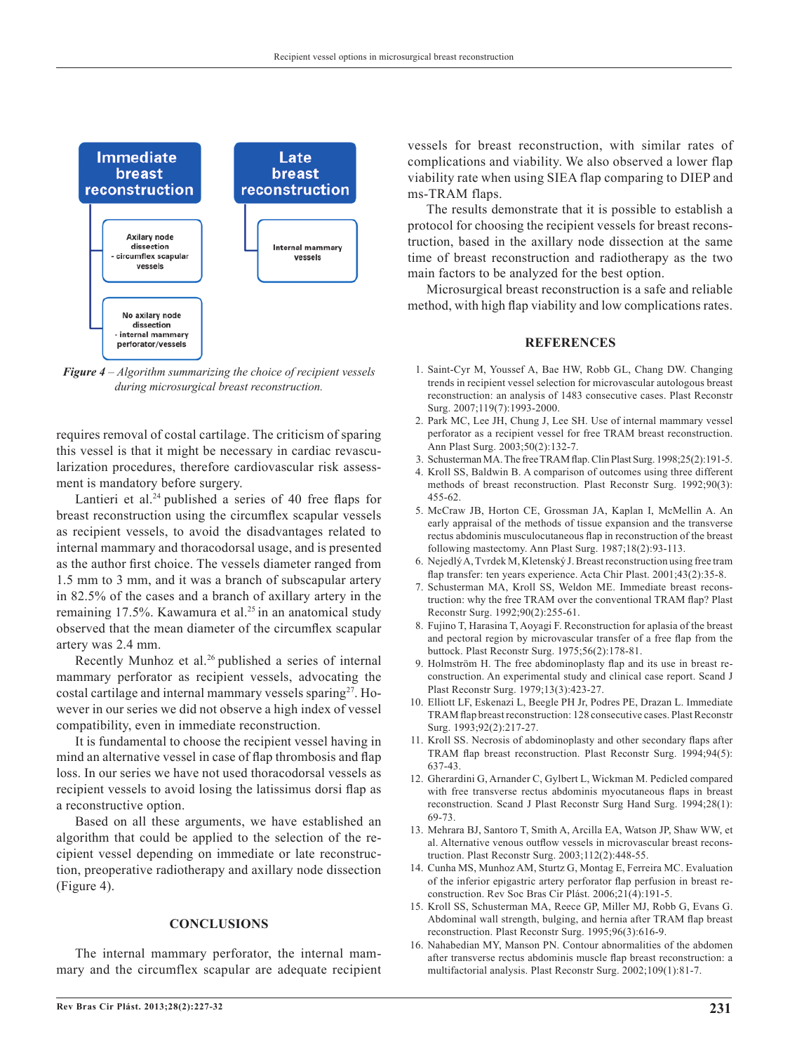Immediate breast reconstruction

- Axilary node dissection - circumflex scapular vessels
- No axilary node dissection - internal mammary perforator/vessels

Late breast reconstruction

- Internal mammary vessels

*Figure 4* – *Algorithm summarizing the choice of recipient vessels during microsurgical breast reconstruction.*

requires removal of costal cartilage. The criticism of sparing this vessel is that it might be necessary in cardiac revascularization procedures, therefore cardiovascular risk assessment is mandatory before surgery.

Lantieri et al.[24] published a series of 40 free flaps for breast reconstruction using the circumflex scapular vessels as recipient vessels, to avoid the disadvantages related to internal mammary and thoracodorsal usage, and is presented as the author first choice. The vessels diameter ranged from 1.5 mm to 3 mm, and it was a branch of subscapular artery in 82.5% of the cases and a branch of axillary artery in the remaining 17.5%. Kawamura et al.[25] in an anatomical study observed that the mean diameter of the circumflex scapular artery was 2.4 mm.

Recently Munhoz et al.[26] published a series of internal mammary perforator as recipient vessels, advocating the costal cartilage and internal mammary vessels sparing[27]. However in our series we did not observe a high index of vessel compatibility, even in immediate reconstruction.

It is fundamental to choose the recipient vessel having in mind an alternative vessel in case of flap thrombosis and flap loss. In our series we have not used thoracodorsal vessels as recipient vessels to avoid losing the latissimus dorsi flap as a reconstructive option.

Based on all these arguments, we have established an algorithm that could be applied to the selection of the recipient vessel depending on immediate or late reconstruction, preoperative radiotherapy and axillary node dissection (Figure 4).

## CONCLUSIONS

The internal mammary perforator, the internal mammary and the circumflex scapular are adequate recipient vessels for breast reconstruction, with similar rates of complications and viability. We also observed a lower flap viability rate when using SIEA flap comparing to DIEP and ms-TRAM flaps.

The results demonstrate that it is possible to establish a protocol for choosing the recipient vessels for breast reconstruction, based in the axillary node dissection at the same time of breast reconstruction and radiotherapy as the two main factors to be analyzed for the best option.

Microsurgical breast reconstruction is a safe and reliable method, with high flap viability and low complications rates.

## REFERENCES

1. Saint-Cyr M, Youssef A, Bae HW, Robb GL, Chang DW. Changing trends in recipient vessel selection for microvascular autologous breast reconstruction: an analysis of 1483 consecutive cases. Plast Reconstr Surg. 2007;119(7):1993-2000.
2. Park MC, Lee JH, Chung J, Lee SH. Use of internal mammary vessel perforator as a recipient vessel for free TRAM breast reconstruction. Ann Plast Surg. 2003;50(2):132-7.
3. Schusterman MA. The free TRAM flap. Clin Plast Surg. 1998;25(2):191-5.
4. Kroll SS, Baldwin B. A comparison of outcomes using three different methods of breast reconstruction. Plast Reconstr Surg. 1992;90(3):455-62.
5. McCraw JB, Horton CE, Grossman JA, Kaplan I, McMellin A. An early appraisal of the methods of tissue expansion and the transverse rectus abdominis musculocutaneous flap in reconstruction of the breast following mastectomy. Ann Plast Surg. 1987;18(2):93-113.
6. Nejedlý A, Tvrdek M, Kletenský J. Breast reconstruction using free tram flap transfer: ten years experience. Acta Chir Plast. 2001;43(2):35-8.
7. Schusterman MA, Kroll SS, Weldon ME. Immediate breast reconstruction: why the free TRAM over the conventional TRAM flap? Plast Reconstr Surg. 1992;90(2):255-61.
8. Fujino T, Harasina T, Aoyagi F. Reconstruction for aplasia of the breast and pectoral region by microvascular transfer of a free flap from the buttock. Plast Reconstr Surg. 1975;56(2):178-81.
9. Holmström H. The free abdominoplasty flap and its use in breast reconstruction. An experimental study and clinical case report. Scand J Plast Reconstr Surg. 1979;13(3):423-27.
10. Elliott LF, Eskenazi L, Beegle PH Jr, Podres PE, Drazan L. Immediate TRAM flap breast reconstruction: 128 consecutive cases. Plast Reconstr Surg. 1993;92(2):217-27.
11. Kroll SS. Necrosis of abdominoplasty and other secondary flaps after TRAM flap breast reconstruction. Plast Reconstr Surg. 1994;94(5):637-43.
12. Gherardini G, Arnander C, Gylbert L, Wickman M. Pedicled compared with free transverse rectus abdominis myocutaneous flaps in breast reconstruction. Scand J Plast Reconstr Surg Hand Surg. 1994;28(1):69-73.
13. Mehrara BJ, Santoro T, Smith A, Arcilla EA, Watson JP, Shaw WW, et al. Alternative venous outflow vessels in microvascular breast reconstruction. Plast Reconstr Surg. 2003;112(2):448-55.
14. Cunha MS, Munhoz AM, Sturtz G, Montag E, Ferreira MC. Evaluation of the inferior epigastric artery perforator flap perfusion in breast reconstruction. Rev Soc Bras Cir Plást. 2006;21(4):191-5.
15. Kroll SS, Schusterman MA, Reece GP, Miller MJ, Robb G, Evans G. Abdominal wall strength, bulging, and hernia after TRAM flap breast reconstruction. Plast Reconstr Surg. 1995;96(3):616-9.
16. Nahabedian MY, Manson PN. Contour abnormalities of the abdomen after transverse rectus abdominis muscle flap breast reconstruction: a multifactorial analysis. Plast Reconstr Surg. 2002;109(1):81-7.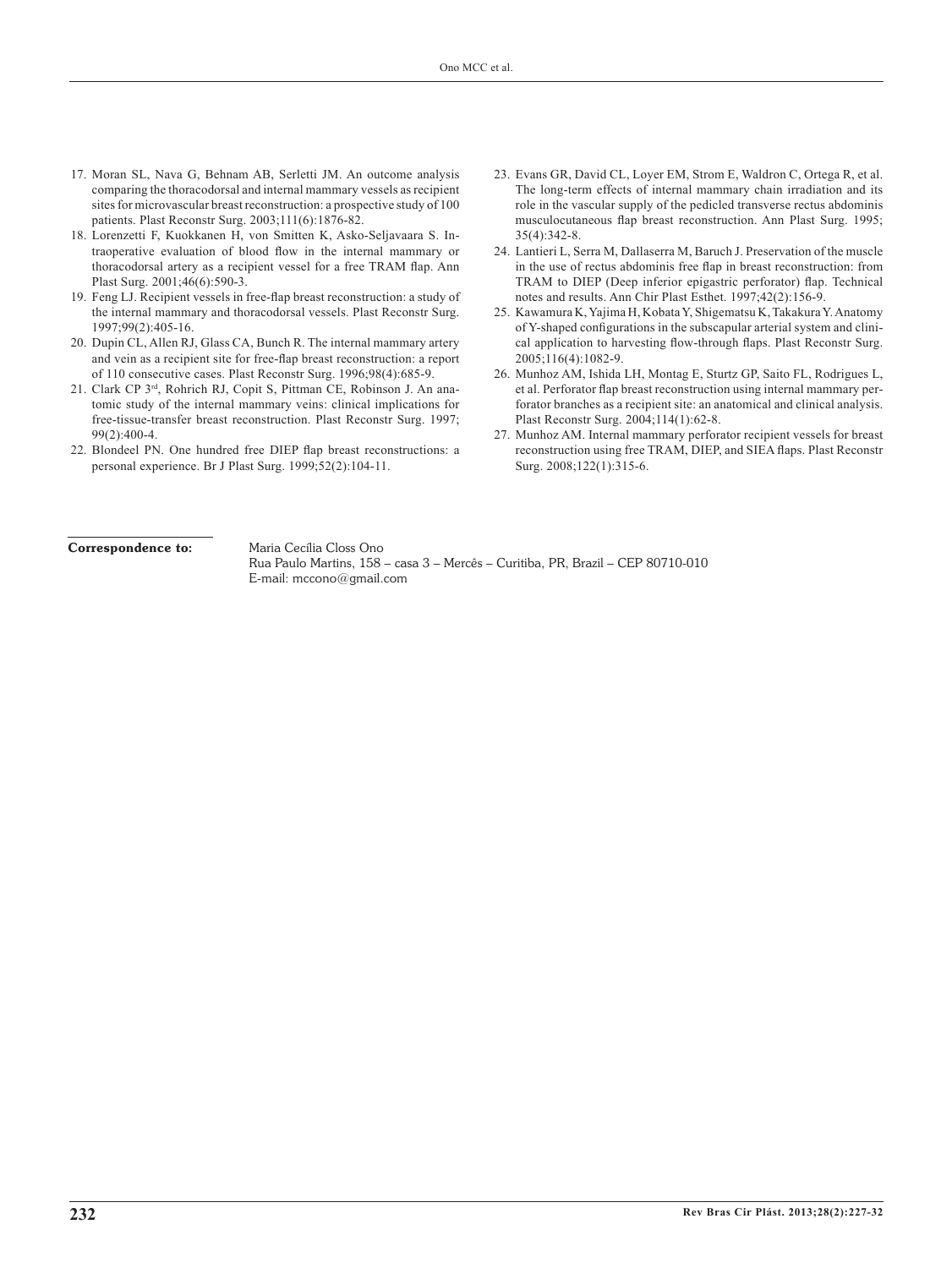17. Moran SL, Nava G, Behnam AB, Serletti JM. An outcome analysis comparing the thoracodorsal and internal mammary vessels as recipient sites for microvascular breast reconstruction: a prospective study of 100 patients. Plast Reconstr Surg. 2003;111(6):1876-82.
18. Lorenzetti F, Kuokkanen H, von Smitten K, Asko-Seljavaara S. Intraoperative evaluation of blood flow in the internal mammary or thoracodorsal artery as a recipient vessel for a free TRAM flap. Ann Plast Surg. 2001;46(6):590-3.
19. Feng LJ. Recipient vessels in free-flap breast reconstruction: a study of the internal mammary and thoracodorsal vessels. Plast Reconstr Surg. 1997;99(2):405-16.
20. Dupin CL, Allen RJ, Glass CA, Bunch R. The internal mammary artery and vein as a recipient site for free-flap breast reconstruction: a report of 110 consecutive cases. Plast Reconstr Surg. 1996;98(4):685-9.
21. Clark CP 3rd, Rohrich RJ, Copit S, Pittman CE, Robinson J. An anatomic study of the internal mammary veins: clinical implications for free-tissue-transfer breast reconstruction. Plast Reconstr Surg. 1997; 99(2):400-4.
22. Blondeel PN. One hundred free DIEP flap breast reconstructions: a personal experience. Br J Plast Surg. 1999;52(2):104-11.
23. Evans GR, David CL, Loyer EM, Strom E, Waldron C, Ortega R, et al. The long-term effects of internal mammary chain irradiation and its role in the vascular supply of the pedicled transverse rectus abdominis musculocutaneous flap breast reconstruction. Ann Plast Surg. 1995; 35(4):342-8.
24. Lantieri L, Serra M, Dallaserra M, Baruch J. Preservation of the muscle in the use of rectus abdominis free flap in breast reconstruction: from TRAM to DIEP (Deep inferior epigastric perforator) flap. Technical notes and results. Ann Chir Plast Esthet. 1997;42(2):156-9.
25. Kawamura K, Yajima H, Kobata Y, Shigematsu K, Takakura Y. Anatomy of Y-shaped configurations in the subscapular arterial system and clinical application to harvesting flow-through flaps. Plast Reconstr Surg. 2005;116(4):1082-9.
26. Munhoz AM, Ishida LH, Montag E, Sturtz GP, Saito FL, Rodrigues L, et al. Perforator flap breast reconstruction using internal mammary perforator branches as a recipient site: an anatomical and clinical analysis. Plast Reconstr Surg. 2004;114(1):62-8.
27. Munhoz AM. Internal mammary perforator recipient vessels for breast reconstruction using free TRAM, DIEP, and SIEA flaps. Plast Reconstr Surg. 2008;122(1):315-6.

**Correspondence to:** Maria Cecília Closs Ono
Rua Paulo Martins, 158 – casa 3 – Mercês – Curitiba, PR, Brazil – CEP 80710-010
E-mail: mccono@gmail.com